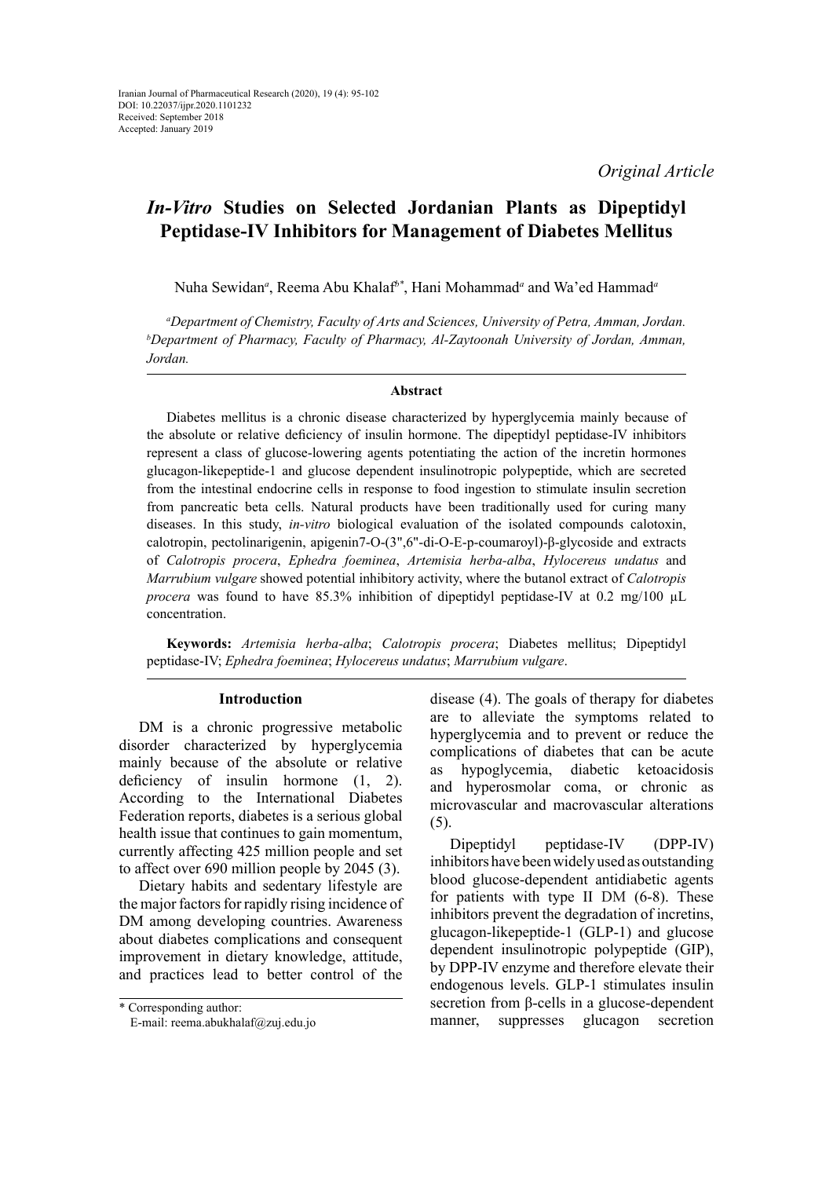Iranian Journal of Pharmaceutical Research (2020), 19 (4): 95-102
DOI: 10.22037/ijpr.2020.1101232
Received: September 2018
Accepted: January 2019

*Original Article*

# *In-Vitro* Studies on Selected Jordanian Plants as Dipeptidyl Peptidase-IV Inhibitors for Management of Diabetes Mellitus

Nuha Sewidan[a], Reema Abu Khalaf[b*], Hani Mohammad[a] and Wa'ed Hammad[a]

[a]*Department of Chemistry, Faculty of Arts and Sciences, University of Petra, Amman, Jordan.*
[b]*Department of Pharmacy, Faculty of Pharmacy, Al-Zaytoonah University of Jordan, Amman, Jordan.*

## Abstract

Diabetes mellitus is a chronic disease characterized by hyperglycemia mainly because of the absolute or relative deficiency of insulin hormone. The dipeptidyl peptidase-IV inhibitors represent a class of glucose-lowering agents potentiating the action of the incretin hormones glucagon-likepeptide-1 and glucose dependent insulinotropic polypeptide, which are secreted from the intestinal endocrine cells in response to food ingestion to stimulate insulin secretion from pancreatic beta cells. Natural products have been traditionally used for curing many diseases. In this study, *in-vitro* biological evaluation of the isolated compounds calotoxin, calotropin, pectolinarigenin, apigenin7-O-(3'',6''-di-O-E-p-coumaroyl)-β-glycoside and extracts of *Calotropis procera*, *Ephedra foeminea*, *Artemisia herba-alba*, *Hylocereus undatus* and *Marrubium vulgare* showed potential inhibitory activity, where the butanol extract of *Calotropis procera* was found to have 85.3% inhibition of dipeptidyl peptidase-IV at 0.2 mg/100 µL concentration.

**Keywords:** *Artemisia herba-alba*; *Calotropis procera*; Diabetes mellitus; Dipeptidyl peptidase-IV; *Ephedra foeminea*; *Hylocereus undatus*; *Marrubium vulgare*.

## Introduction

DM is a chronic progressive metabolic disorder characterized by hyperglycemia mainly because of the absolute or relative deficiency of insulin hormone (1, 2). According to the International Diabetes Federation reports, diabetes is a serious global health issue that continues to gain momentum, currently affecting 425 million people and set to affect over 690 million people by 2045 (3).

Dietary habits and sedentary lifestyle are the major factors for rapidly rising incidence of DM among developing countries. Awareness about diabetes complications and consequent improvement in dietary knowledge, attitude, and practices lead to better control of the disease (4). The goals of therapy for diabetes are to alleviate the symptoms related to hyperglycemia and to prevent or reduce the complications of diabetes that can be acute as hypoglycemia, diabetic ketoacidosis and hyperosmolar coma, or chronic as microvascular and macrovascular alterations (5).

Dipeptidyl peptidase-IV (DPP-IV) inhibitors have been widely used as outstanding blood glucose-dependent antidiabetic agents for patients with type II DM (6-8). These inhibitors prevent the degradation of incretins, glucagon-likepeptide-1 (GLP-1) and glucose dependent insulinotropic polypeptide (GIP), by DPP-IV enzyme and therefore elevate their endogenous levels. GLP-1 stimulates insulin secretion from β-cells in a glucose-dependent manner, suppresses glucagon secretion

\* Corresponding author:
E-mail: reema.abukhalaf@zuj.edu.jo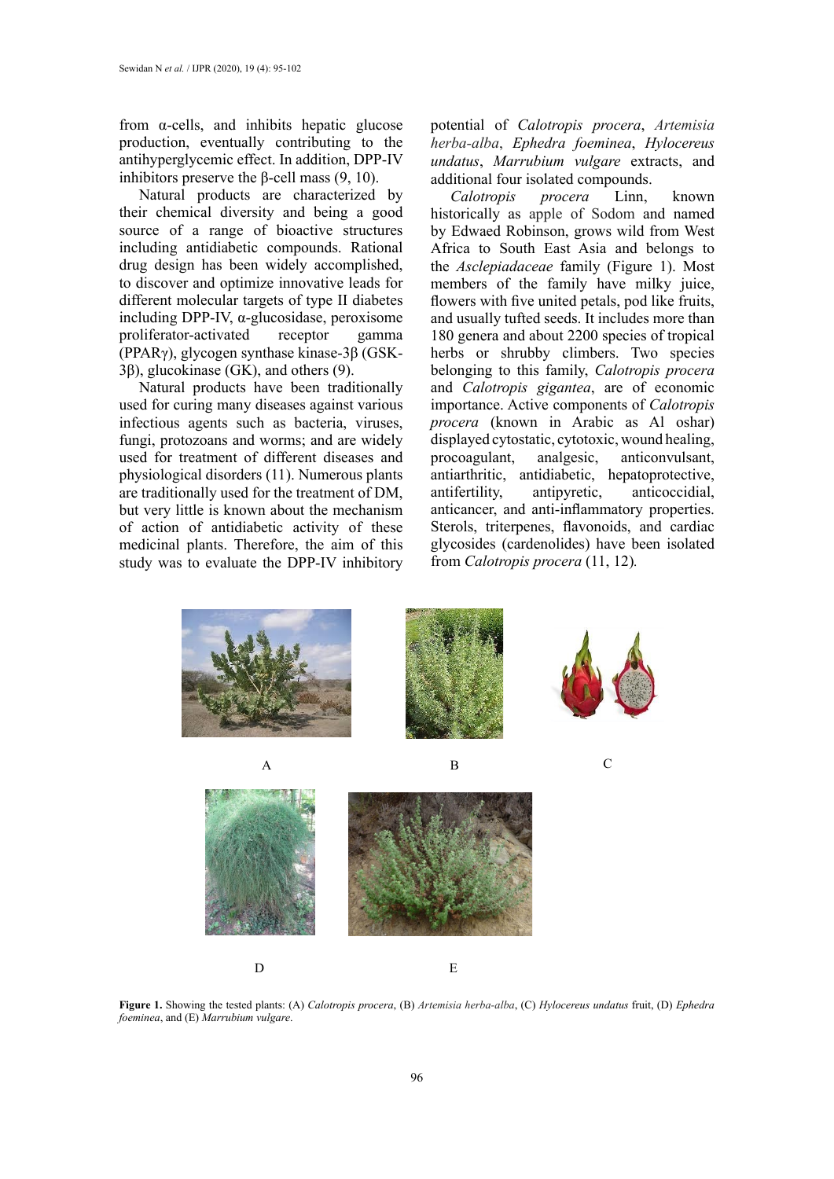from α-cells, and inhibits hepatic glucose production, eventually contributing to the antihyperglycemic effect. In addition, DPP-IV inhibitors preserve the β-cell mass (9, 10).

Natural products are characterized by their chemical diversity and being a good source of a range of bioactive structures including antidiabetic compounds. Rational drug design has been widely accomplished, to discover and optimize innovative leads for different molecular targets of type II diabetes including DPP-IV, α-glucosidase, peroxisome proliferator-activated receptor gamma (PPARγ), glycogen synthase kinase-3β (GSK-3β), glucokinase (GK), and others (9).

Natural products have been traditionally used for curing many diseases against various infectious agents such as bacteria, viruses, fungi, protozoans and worms; and are widely used for treatment of different diseases and physiological disorders (11). Numerous plants are traditionally used for the treatment of DM, but very little is known about the mechanism of action of antidiabetic activity of these medicinal plants. Therefore, the aim of this study was to evaluate the DPP-IV inhibitory potential of *Calotropis procera*, *Artemisia herba-alba*, *Ephedra foeminea*, *Hylocereus undatus*, *Marrubium vulgare* extracts, and additional four isolated compounds.

*Calotropis procera* Linn, known historically as apple of Sodom and named by Edwaed Robinson, grows wild from West Africa to South East Asia and belongs to the *Asclepiadaceae* family (Figure 1). Most members of the family have milky juice, flowers with five united petals, pod like fruits, and usually tufted seeds. It includes more than 180 genera and about 2200 species of tropical herbs or shrubby climbers. Two species belonging to this family, *Calotropis procera* and *Calotropis gigantea*, are of economic importance. Active components of *Calotropis procera* (known in Arabic as Al oshar) displayed cytostatic, cytotoxic, wound healing, procoagulant, analgesic, anticonvulsant, antiarthritic, antidiabetic, hepatoprotective, antifertility, antipyretic, anticoccidial, anticancer, and anti-inflammatory properties. Sterols, triterpenes, flavonoids, and cardiac glycosides (cardenolides) have been isolated from *Calotropis procera* (11, 12).

A B C

D E

**Figure 1.** Showing the tested plants: (A) *Calotropis procera*, (B) *Artemisia herba-alba*, (C) *Hylocereus undatus* fruit, (D) *Ephedra foeminea*, and (E) *Marrubium vulgare*.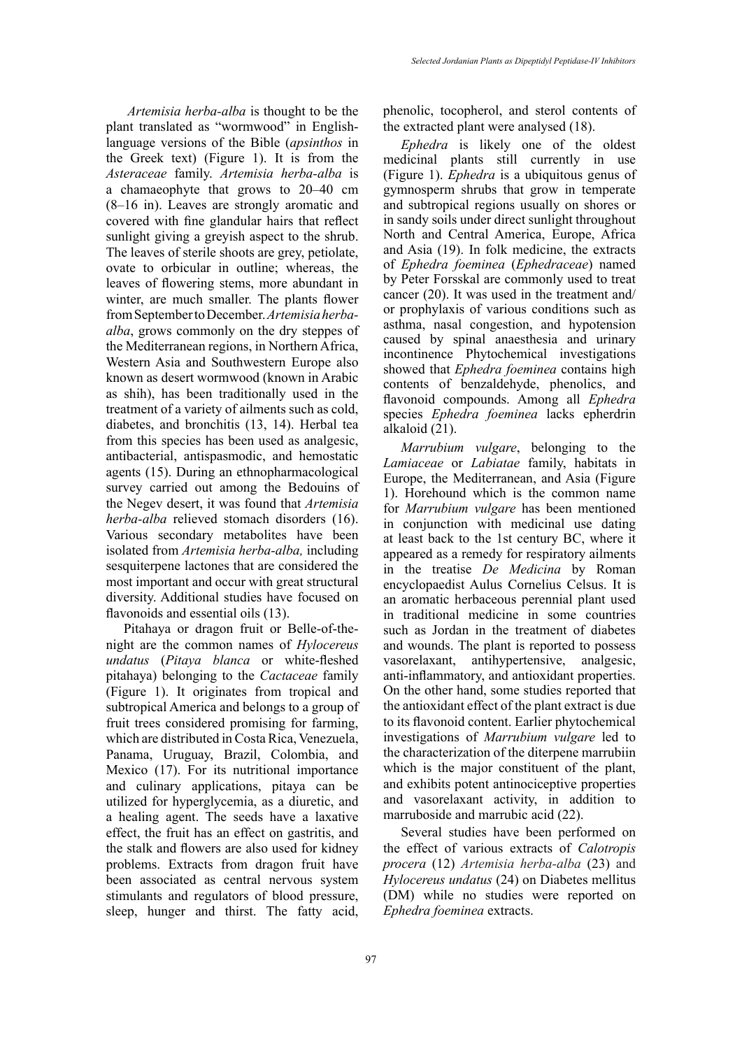*Artemisia herba-alba* is thought to be the plant translated as "wormwood" in English-language versions of the Bible (*apsinthos* in the Greek text) (Figure 1). It is from the *Asteraceae* family. *Artemisia herba-alba* is a chamaeophyte that grows to 20–40 cm (8–16 in). Leaves are strongly aromatic and covered with fine glandular hairs that reflect sunlight giving a greyish aspect to the shrub. The leaves of sterile shoots are grey, petiolate, ovate to orbicular in outline; whereas, the leaves of flowering stems, more abundant in winter, are much smaller. The plants flower from September to December. *Artemisia herba-alba*, grows commonly on the dry steppes of the Mediterranean regions, in Northern Africa, Western Asia and Southwestern Europe also known as desert wormwood (known in Arabic as shih), has been traditionally used in the treatment of a variety of ailments such as cold, diabetes, and bronchitis (13, 14). Herbal tea from this species has been used as analgesic, antibacterial, antispasmodic, and hemostatic agents (15). During an ethnopharmacological survey carried out among the Bedouins of the Negev desert, it was found that *Artemisia herba-alba* relieved stomach disorders (16). Various secondary metabolites have been isolated from *Artemisia herba-alba,* including sesquiterpene lactones that are considered the most important and occur with great structural diversity. Additional studies have focused on flavonoids and essential oils (13).

Pitahaya or dragon fruit or Belle-of-the-night are the common names of *Hylocereus undatus* (*Pitaya blanca* or white-fleshed pitahaya) belonging to the *Cactaceae* family (Figure 1). It originates from tropical and subtropical America and belongs to a group of fruit trees considered promising for farming, which are distributed in Costa Rica, Venezuela, Panama, Uruguay, Brazil, Colombia, and Mexico (17). For its nutritional importance and culinary applications, pitaya can be utilized for hyperglycemia, as a diuretic, and a healing agent. The seeds have a laxative effect, the fruit has an effect on gastritis, and the stalk and flowers are also used for kidney problems. Extracts from dragon fruit have been associated as central nervous system stimulants and regulators of blood pressure, sleep, hunger and thirst. The fatty acid, phenolic, tocopherol, and sterol contents of the extracted plant were analysed (18).

*Ephedra* is likely one of the oldest medicinal plants still currently in use (Figure 1). *Ephedra* is a ubiquitous genus of gymnosperm shrubs that grow in temperate and subtropical regions usually on shores or in sandy soils under direct sunlight throughout North and Central America, Europe, Africa and Asia (19). In folk medicine, the extracts of *Ephedra foeminea* (*Ephedraceae*) named by Peter Forsskal are commonly used to treat cancer (20). It was used in the treatment and/or prophylaxis of various conditions such as asthma, nasal congestion, and hypotension caused by spinal anaesthesia and urinary incontinence Phytochemical investigations showed that *Ephedra foeminea* contains high contents of benzaldehyde, phenolics, and flavonoid compounds. Among all *Ephedra* species *Ephedra foeminea* lacks epherdrin alkaloid (21).

*Marrubium vulgare*, belonging to the *Lamiaceae* or *Labiatae* family, habitats in Europe, the Mediterranean, and Asia (Figure 1). Horehound which is the common name for *Marrubium vulgare* has been mentioned in conjunction with medicinal use dating at least back to the 1st century BC, where it appeared as a remedy for respiratory ailments in the treatise *De Medicina* by Roman encyclopaedist Aulus Cornelius Celsus. It is an aromatic herbaceous perennial plant used in traditional medicine in some countries such as Jordan in the treatment of diabetes and wounds. The plant is reported to possess vasorelaxant, antihypertensive, analgesic, anti-inflammatory, and antioxidant properties. On the other hand, some studies reported that the antioxidant effect of the plant extract is due to its flavonoid content. Earlier phytochemical investigations of *Marrubium vulgare* led to the characterization of the diterpene marrubiin which is the major constituent of the plant, and exhibits potent antinociceptive properties and vasorelaxant activity, in addition to marruboside and marrubic acid (22).

Several studies have been performed on the effect of various extracts of *Calotropis procera* (12) *Artemisia herba-alba* (23) and *Hylocereus undatus* (24) on Diabetes mellitus (DM) while no studies were reported on *Ephedra foeminea* extracts.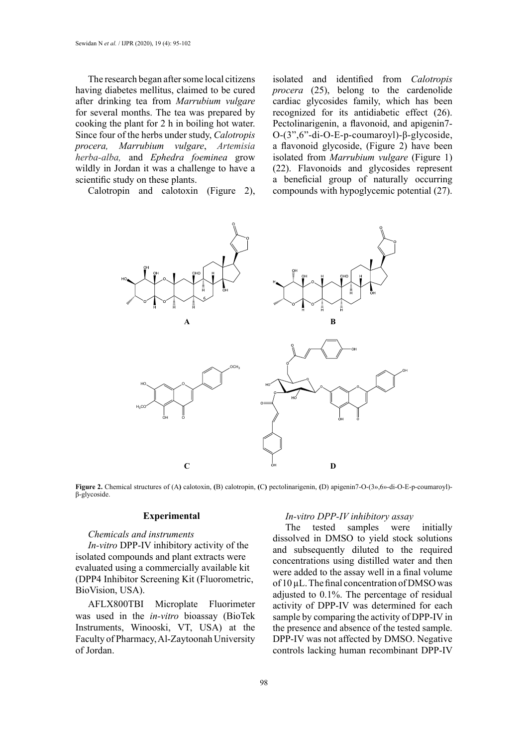The research began after some local citizens having diabetes mellitus, claimed to be cured after drinking tea from *Marrubium vulgare* for several months. The tea was prepared by cooking the plant for 2 h in boiling hot water. Since four of the herbs under study, *Calotropis procera, Marrubium vulgare*, *Artemisia herba-alba,* and *Ephedra foeminea* grow wildly in Jordan it was a challenge to have a scientific study on these plants.

Calotropin and calotoxin (Figure 2), isolated and identified from *Calotropis procera* (25), belong to the cardenolide cardiac glycosides family, which has been recognized for its antidiabetic effect (26). Pectolinarigenin, a flavonoid, and apigenin7-O-(3",6"-di-O-E-p-coumaroyl)-β-glycoside, a flavonoid glycoside, (Figure 2) have been isolated from *Marrubium vulgare* (Figure 1) (22). Flavonoids and glycosides represent a beneficial group of naturally occurring compounds with hypoglycemic potential (27).

**Figure 2.** Chemical structures of (A) calotoxin, (B) calotropin, (C) pectolinarigenin, (D) apigenin7-O-(3»,6»-di-O-E-p-coumaroyl)-β-glycoside.

## Experimental

### *Chemicals and instruments*

*In-vitro* DPP-IV inhibitory activity of the isolated compounds and plant extracts were evaluated using a commercially available kit (DPP4 Inhibitor Screening Kit (Fluorometric, BioVision, USA).

AFLX800TBI Microplate Fluorimeter was used in the *in-vitro* bioassay (BioTek Instruments, Winooski, VT, USA) at the Faculty of Pharmacy, Al-Zaytoonah University of Jordan.

### *In-vitro DPP-IV inhibitory assay*

The tested samples were initially dissolved in DMSO to yield stock solutions and subsequently diluted to the required concentrations using distilled water and then were added to the assay well in a final volume of 10 µL. The final concentration of DMSO was adjusted to 0.1%. The percentage of residual activity of DPP-IV was determined for each sample by comparing the activity of DPP-IV in the presence and absence of the tested sample. DPP-IV was not affected by DMSO. Negative controls lacking human recombinant DPP-IV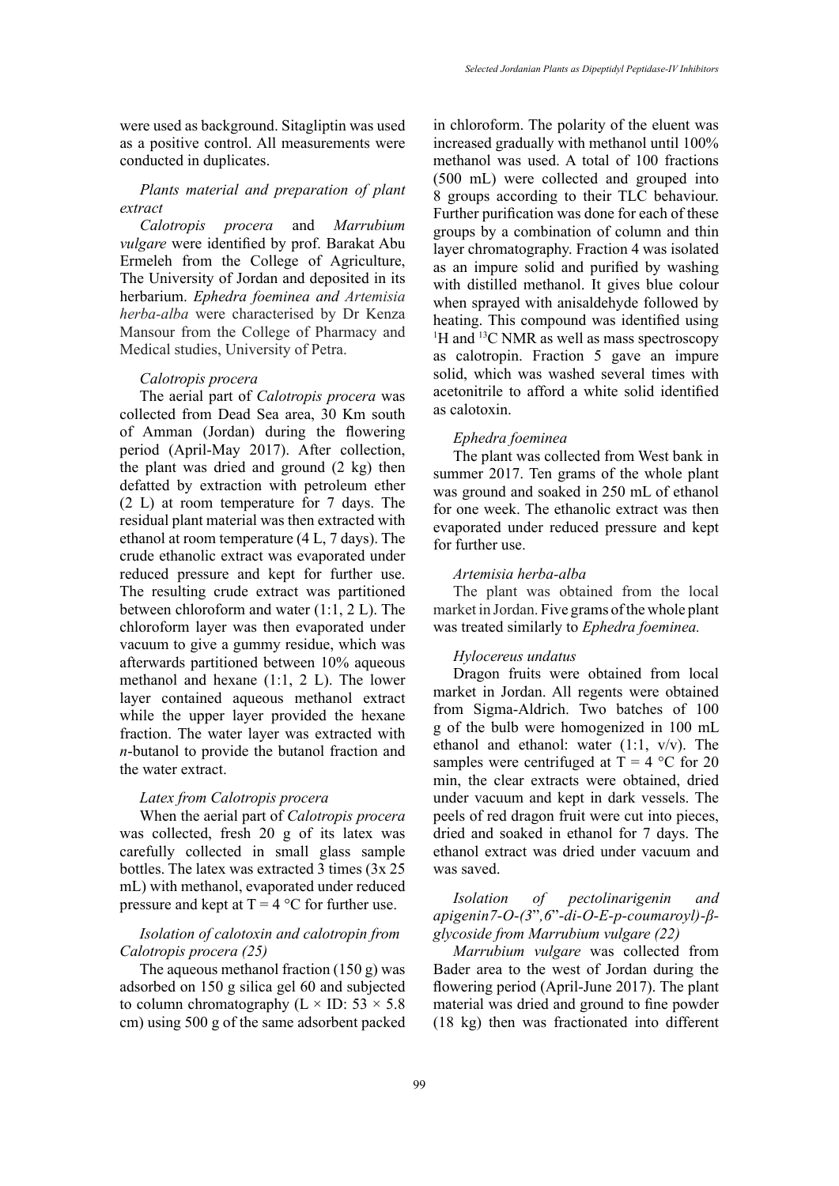were used as background. Sitagliptin was used as a positive control. All measurements were conducted in duplicates.

### *Plants material and preparation of plant extract*

*Calotropis procera* and *Marrubium vulgare* were identified by prof. Barakat Abu Ermeleh from the College of Agriculture, The University of Jordan and deposited in its herbarium. *Ephedra foeminea and Artemisia herba-alba* were characterised by Dr Kenza Mansour from the College of Pharmacy and Medical studies, University of Petra.

### *Calotropis procera*

The aerial part of *Calotropis procera* was collected from Dead Sea area, 30 Km south of Amman (Jordan) during the flowering period (April-May 2017). After collection, the plant was dried and ground (2 kg) then defatted by extraction with petroleum ether (2 L) at room temperature for 7 days. The residual plant material was then extracted with ethanol at room temperature (4 L, 7 days). The crude ethanolic extract was evaporated under reduced pressure and kept for further use. The resulting crude extract was partitioned between chloroform and water (1:1, 2 L). The chloroform layer was then evaporated under vacuum to give a gummy residue, which was afterwards partitioned between 10% aqueous methanol and hexane (1:1, 2 L). The lower layer contained aqueous methanol extract while the upper layer provided the hexane fraction. The water layer was extracted with *n*-butanol to provide the butanol fraction and the water extract.

### *Latex from Calotropis procera*

When the aerial part of *Calotropis procera* was collected, fresh 20 g of its latex was carefully collected in small glass sample bottles. The latex was extracted 3 times (3x 25 mL) with methanol, evaporated under reduced pressure and kept at T = 4 °C for further use.

### *Isolation of calotoxin and calotropin from Calotropis procera (25)*

The aqueous methanol fraction (150 g) was adsorbed on 150 g silica gel 60 and subjected to column chromatography (L × ID: 53 × 5.8 cm) using 500 g of the same adsorbent packed in chloroform. The polarity of the eluent was increased gradually with methanol until 100% methanol was used. A total of 100 fractions (500 mL) were collected and grouped into 8 groups according to their TLC behaviour. Further purification was done for each of these groups by a combination of column and thin layer chromatography. Fraction 4 was isolated as an impure solid and purified by washing with distilled methanol. It gives blue colour when sprayed with anisaldehyde followed by heating. This compound was identified using $^{1}H$ and $^{13}C$ NMR as well as mass spectroscopy as calotropin. Fraction 5 gave an impure solid, which was washed several times with acetonitrile to afford a white solid identified as calotoxin.

### *Ephedra foeminea*

The plant was collected from West bank in summer 2017. Ten grams of the whole plant was ground and soaked in 250 mL of ethanol for one week. The ethanolic extract was then evaporated under reduced pressure and kept for further use.

### *Artemisia herba-alba*

The plant was obtained from the local market in Jordan. Five grams of the whole plant was treated similarly to *Ephedra foeminea.*

### *Hylocereus undatus*

Dragon fruits were obtained from local market in Jordan. All regents were obtained from Sigma-Aldrich. Two batches of 100 g of the bulb were homogenized in 100 mL ethanol and ethanol: water (1:1, v/v). The samples were centrifuged at T = 4 °C for 20 min, the clear extracts were obtained, dried under vacuum and kept in dark vessels. The peels of red dragon fruit were cut into pieces, dried and soaked in ethanol for 7 days. The ethanol extract was dried under vacuum and was saved.

### *Isolation of pectolinarigenin and apigenin7-O-(3",6"-di-O-E-p-coumaroyl)-β-glycoside from Marrubium vulgare (22)*

*Marrubium vulgare* was collected from Bader area to the west of Jordan during the flowering period (April-June 2017). The plant material was dried and ground to fine powder (18 kg) then was fractionated into different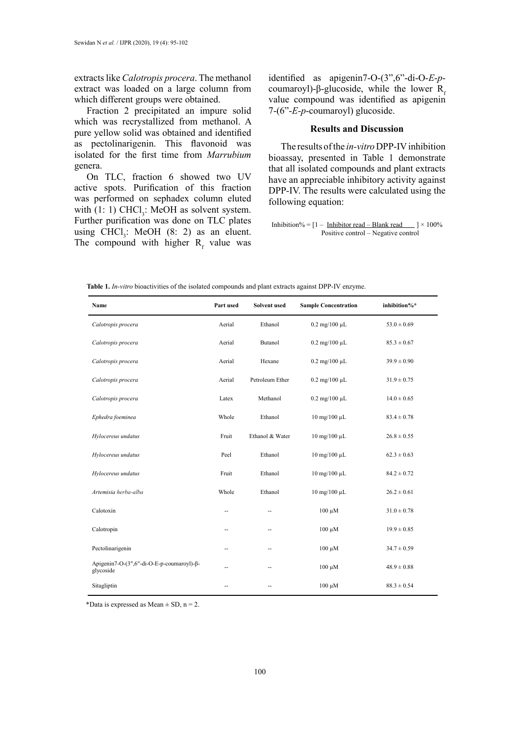extracts like *Calotropis procera*. The methanol extract was loaded on a large column from which different groups were obtained.

Fraction 2 precipitated an impure solid which was recrystallized from methanol. A pure yellow solid was obtained and identified as pectolinarigenin. This flavonoid was isolated for the first time from *Marrubium* genera.

On TLC, fraction 6 showed two UV active spots. Purification of this fraction was performed on sephadex column eluted with (1: 1) $CHCl_3$: MeOH as solvent system. Further purification was done on TLC plates using $CHCl_3$: MeOH (8: 2) as an eluent. The compound with higher $R_f$ value was identified as apigenin7-O-(3",6"-di-O-*E*-*p*-coumaroyl)-β-glucoside, while the lower $R_f$ value compound was identified as apigenin 7-(6"-*E*-*p*-coumaroyl) glucoside.

## Results and Discussion

The results of the *in-vitro* DPP-IV inhibition bioassay, presented in Table 1 demonstrate that all isolated compounds and plant extracts have an appreciable inhibitory activity against DPP-IV. The results were calculated using the following equation:

$$\text{Inhibition\%} = \left[1 - \frac{\text{Inhibitor read} - \text{Blank read}}{\text{Positive control} - \text{Negative control}}\right] \times 100\%$$

**Table 1.** *In-vitro* bioactivities of the isolated compounds and plant extracts against DPP-IV enzyme.

| Name | Part used | Solvent used | Sample Concentration | inhibition%* |
|---|---|---|---|---|
| *Calotropis procera* | Aerial | Ethanol | 0.2 mg/100 μL | 53.0 ± 0.69 |
| *Calotropis procera* | Aerial | Butanol | 0.2 mg/100 μL | 85.3 ± 0.67 |
| *Calotropis procera* | Aerial | Hexane | 0.2 mg/100 μL | 39.9 ± 0.90 |
| *Calotropis procera* | Aerial | Petroleum Ether | 0.2 mg/100 μL | 31.9 ± 0.75 |
| *Calotropis procera* | Latex | Methanol | 0.2 mg/100 μL | 14.0 ± 0.65 |
| *Ephedra foeminea* | Whole | Ethanol | 10 mg/100 μL | 83.4 ± 0.78 |
| *Hylocereus undatus* | Fruit | Ethanol & Water | 10 mg/100 μL | 26.8 ± 0.55 |
| *Hylocereus undatus* | Peel | Ethanol | 10 mg/100 μL | 62.3 ± 0.63 |
| *Hylocereus undatus* | Fruit | Ethanol | 10 mg/100 μL | 84.2 ± 0.72 |
| *Artemisia herba-alba* | Whole | Ethanol | 10 mg/100 μL | 26.2 ± 0.61 |
| Calotoxin | -- | -- | 100 μM | 31.0 ± 0.78 |
| Calotropin | -- | -- | 100 μM | 19.9 ± 0.85 |
| Pectolinarigenin | -- | -- | 100 μM | 34.7 ± 0.59 |
| Apigenin7-O-(3",6"-di-O-E-p-coumaroyl)-β-glycoside | -- | -- | 100 μM | 48.9 ± 0.88 |
| Sitagliptin | -- | -- | 100 μM | 88.3 ± 0.54 |

*Data is expressed as Mean ± SD, n = 2.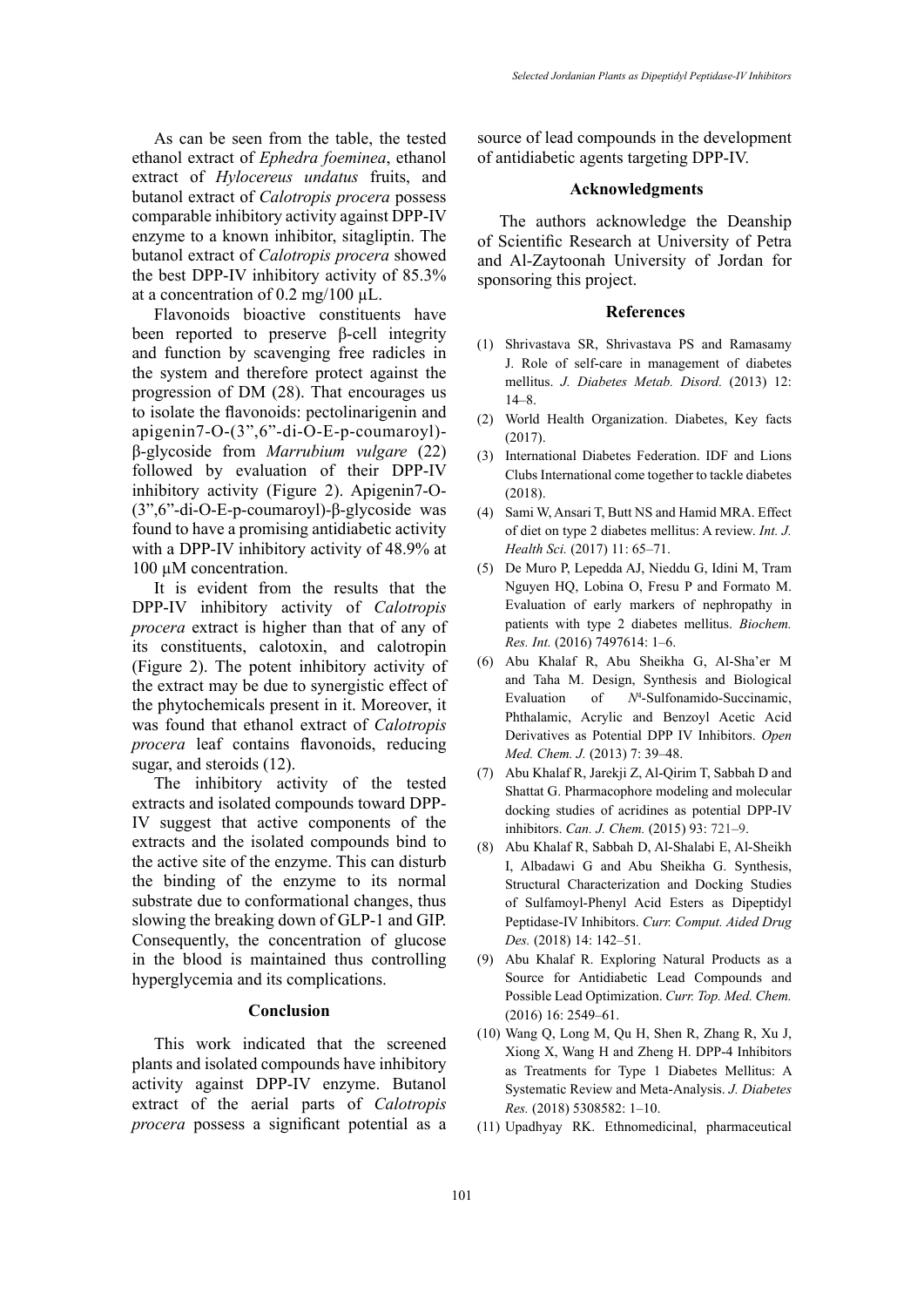As can be seen from the table, the tested ethanol extract of *Ephedra foeminea*, ethanol extract of *Hylocereus undatus* fruits, and butanol extract of *Calotropis procera* possess comparable inhibitory activity against DPP-IV enzyme to a known inhibitor, sitagliptin. The butanol extract of *Calotropis procera* showed the best DPP-IV inhibitory activity of 85.3% at a concentration of 0.2 mg/100 µL.

Flavonoids bioactive constituents have been reported to preserve β-cell integrity and function by scavenging free radicles in the system and therefore protect against the progression of DM (28). That encourages us to isolate the flavonoids: pectolinarigenin and apigenin7-O-(3",6"-di-O-E-p-coumaroyl)-β-glycoside from *Marrubium vulgare* (22) followed by evaluation of their DPP-IV inhibitory activity (Figure 2). Apigenin7-O-(3",6"-di-O-E-p-coumaroyl)-β-glycoside was found to have a promising antidiabetic activity with a DPP-IV inhibitory activity of 48.9% at 100 µM concentration.

It is evident from the results that the DPP-IV inhibitory activity of *Calotropis procera* extract is higher than that of any of its constituents, calotoxin, and calotropin (Figure 2). The potent inhibitory activity of the extract may be due to synergistic effect of the phytochemicals present in it. Moreover, it was found that ethanol extract of *Calotropis procera* leaf contains flavonoids, reducing sugar, and steroids (12).

The inhibitory activity of the tested extracts and isolated compounds toward DPP-IV suggest that active components of the extracts and the isolated compounds bind to the active site of the enzyme. This can disturb the binding of the enzyme to its normal substrate due to conformational changes, thus slowing the breaking down of GLP-1 and GIP. Consequently, the concentration of glucose in the blood is maintained thus controlling hyperglycemia and its complications.

## Conclusion

This work indicated that the screened plants and isolated compounds have inhibitory activity against DPP-IV enzyme. Butanol extract of the aerial parts of *Calotropis procera* possess a significant potential as a source of lead compounds in the development of antidiabetic agents targeting DPP-IV.

## Acknowledgments

The authors acknowledge the Deanship of Scientific Research at University of Petra and Al-Zaytoonah University of Jordan for sponsoring this project.

## References

(1) Shrivastava SR, Shrivastava PS and Ramasamy J. Role of self-care in management of diabetes mellitus. *J. Diabetes Metab. Disord.* (2013) 12: 14–8.

(2) World Health Organization. Diabetes, Key facts (2017).

(3) International Diabetes Federation. IDF and Lions Clubs International come together to tackle diabetes (2018).

(4) Sami W, Ansari T, Butt NS and Hamid MRA. Effect of diet on type 2 diabetes mellitus: A review. *Int. J. Health Sci.* (2017) 11: 65–71.

(5) De Muro P, Lepedda AJ, Nieddu G, Idini M, Tram Nguyen HQ, Lobina O, Fresu P and Formato M. Evaluation of early markers of nephropathy in patients with type 2 diabetes mellitus. *Biochem. Res. Int.* (2016) 7497614: 1–6.

(6) Abu Khalaf R, Abu Sheikha G, Al-Sha'er M and Taha M. Design, Synthesis and Biological Evaluation of *N*[4]-Sulfonamido-Succinamic, Phthalamic, Acrylic and Benzoyl Acetic Acid Derivatives as Potential DPP IV Inhibitors. *Open Med. Chem. J.* (2013) 7: 39–48.

(7) Abu Khalaf R, Jarekji Z, Al-Qirim T, Sabbah D and Shattat G. Pharmacophore modeling and molecular docking studies of acridines as potential DPP-IV inhibitors. *Can. J. Chem.* (2015) 93: 721–9.

(8) Abu Khalaf R, Sabbah D, Al-Shalabi E, Al-Sheikh I, Albadawi G and Abu Sheikha G. Synthesis, Structural Characterization and Docking Studies of Sulfamoyl-Phenyl Acid Esters as Dipeptidyl Peptidase-IV Inhibitors. *Curr. Comput. Aided Drug Des.* (2018) 14: 142–51.

(9) Abu Khalaf R. Exploring Natural Products as a Source for Antidiabetic Lead Compounds and Possible Lead Optimization. *Curr. Top. Med. Chem.* (2016) 16: 2549–61.

(10) Wang Q, Long M, Qu H, Shen R, Zhang R, Xu J, Xiong X, Wang H and Zheng H. DPP-4 Inhibitors as Treatments for Type 1 Diabetes Mellitus: A Systematic Review and Meta-Analysis. *J. Diabetes Res.* (2018) 5308582: 1–10.

(11) Upadhyay RK. Ethnomedicinal, pharmaceutical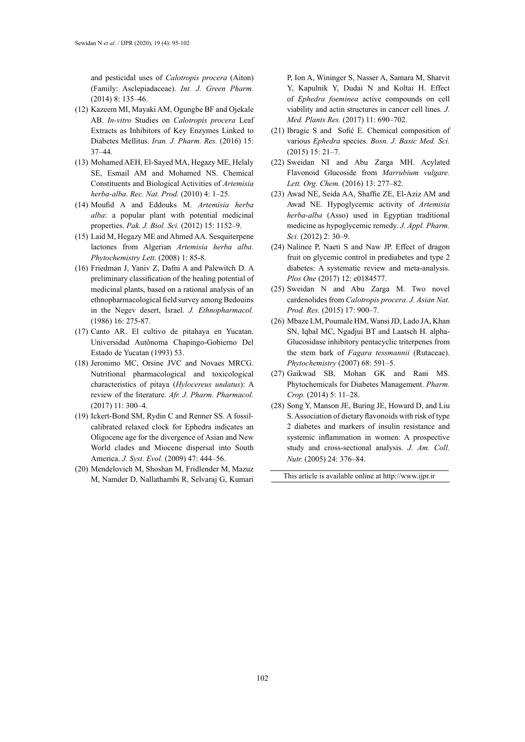and pesticidal uses of *Calotropis procera* (Aiton) (Family: Asclepiadaceae). *Int. J. Green Pharm.* (2014) 8: 135–46.

(12) Kazeem MI, Mayaki AM, Ogungbe BF and Ojekale AB. *In-vitro* Studies on *Calotropis procera* Leaf Extracts as Inhibitors of Key Enzymes Linked to Diabetes Mellitus. *Iran. J. Pharm. Res.* (2016) 15: 37–44.

(13) Mohamed AEH, El-Sayed MA, Hegazy ME, Helaly SE, Esmail AM and Mohamed NS. Chemical Constituents and Biological Activities of *Artemisia herba-alba*. *Rec. Nat. Prod.* (2010) 4: 1–25.

(14) Moufid A and Eddouks M. *Artemisia herba alba*: a popular plant with potential medicinal properties. *Pak. J. Biol. Sci.* (2012) 15: 1152–9.

(15) Laid M, Hegazy ME and Ahmed AA. Sesquiterpene lactones from Algerian *Artemisia herba alba*. *Phytochemistry Lett*. (2008) 1: 85-8.

(16) Friedman J, Yaniv Z, Dafni A and Palewitch D. A preliminary classification of the healing potential of medicinal plants, based on a rational analysis of an ethnopharmacological field survey among Bedouins in the Negev desert, Israel. *J. Ethnopharmacol.* (1986) 16: 275-87.

(17) Canto AR. El cultivo de pitahaya en Yucatan. Universidad Autônoma Chapingo-Gobierno Del Estado de Yucatan (1993) 53.

(18) Jeronimo MC, Orsine JVC and Novaes MRCG. Nutritional pharmacological and toxicological characteristics of pitaya (*Hylocereus undatus*): A review of the literature. *Afr. J. Pharm. Pharmacol.* (2017) 11: 300–4.

(19) Ickert-Bond SM, Rydin C and Renner SS. A fossil-calibrated relaxed clock for Ephedra indicates an Oligocene age for the divergence of Asian and New World clades and Miocene dispersal into South America. *J. Syst. Evol.* (2009) 47: 444–56.

(20) Mendelovich M, Shoshan M, Fridlender M, Mazuz M, Namder D, Nallathambi R, Selvaraj G, Kumari P, Ion A, Wininger S, Nasser A, Samara M, Sharvit Y, Kapulnik Y, Dudai N and Koltai H. Effect of *Ephedra foeminea* active compounds on cell viability and actin structures in cancer cell lines. *J. Med. Plants Res.* (2017) 11: 690–702.

(21) Ibragic S and Sofić E. Chemical composition of various *Ephedra* species. *Bosn. J. Basic Med. Sci.* (2015) 15: 21–7.

(22) Sweidan NI and Abu Zarga MH. Acylated Flavonoid Glucoside from *Marrubium vulgare. Lett. Org. Chem.* (2016) 13: 277–82.

(23) Awad NE, Seida AA, Shaffie ZE, El-Aziz AM and Awad NE. Hypoglycemic activity of *Artemisia herba-alba* (Asso) used in Egyptian traditional medicine as hypoglycemic remedy. *J. Appl. Pharm. Sci.* (2012) 2: 30–9.

(24) Nalinee P, Naeti S and Naw JP. Effect of dragon fruit on glycemic control in prediabetes and type 2 diabetes: A systematic review and meta-analysis. *Plos One* (2017) 12: e0184577.

(25) Sweidan N and Abu Zarga M. Two novel cardenolides from *Calotropis procera*. *J*. *Asian Nat. Prod. Res.* (2015) 17: 900–7.

(26) Mbaze LM, Poumale HM, Wansi JD, Lado JA, Khan SN, Iqbal MC, Ngadjui BT and Laatsch H. alpha-Glucosidase inhibitory pentacyclic triterpenes from the stem bark of *Fagara tessmannii* (Rutaceae). *Phytochemistry* (2007) 68: 591–5.

(27) Gaikwad SB, Mohan GK and Rani MS. Phytochemicals for Diabetes Management. *Pharm. Crop.* (2014) 5: 11–28.

(28) Song Y, Manson JE, Buring JE, Howard D, and Liu S. Association of dietary flavonoids with risk of type 2 diabetes and markers of insulin resistance and systemic inflammation in women: A prospective study and cross-sectional analysis. *J. Am. Coll. Nutr.* (2005) 24: 376–84.

This article is available online at http://www.ijpr.ir